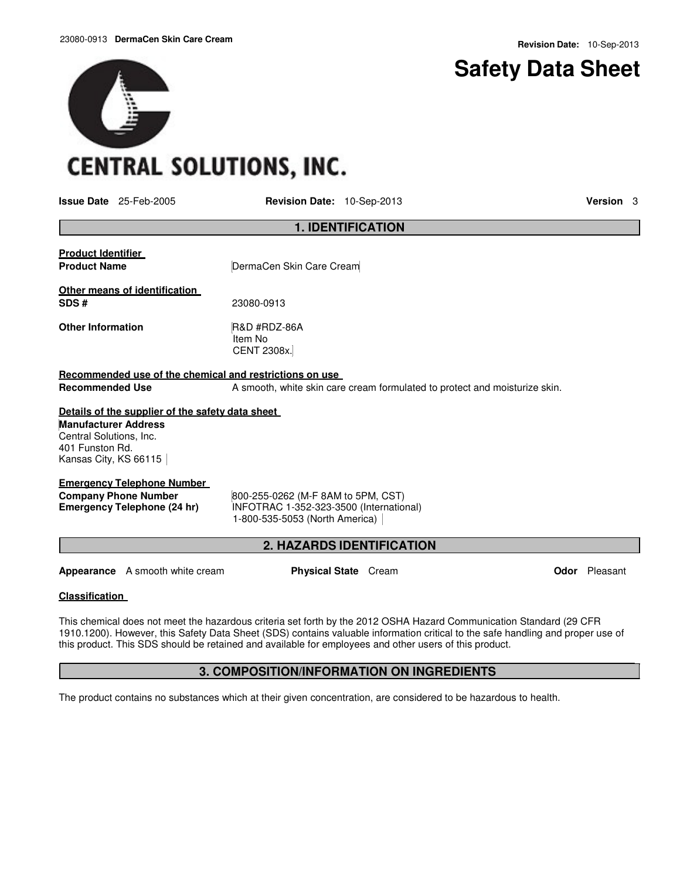**Revision Date:** 10-Sep-2013

# Safety Data Sheet

CENTRAL SOLUTIONS, INC.

**Issue Date** 25-Feb-2005 **Revision Date:** 10-Sep-2013 **Version** 3

## 1. IDENTIFICATION

**Product Identifier**

**Product Name** DermaCen Skin Care Cream

**Other means of identification**

**SDS #** 23080-0913

**Other Information** R&D #RDZ-86A
Item No
CENT 2308x.

**Recommended use of the chemical and restrictions on use**

**Recommended Use** A smooth, white skin care cream formulated to protect and moisturize skin.

**Details of the supplier of the safety data sheet**

**Manufacturer Address**
Central Solutions, Inc.
401 Funston Rd.
Kansas City, KS 66115

**Emergency Telephone Number**

**Company Phone Number** 800-255-0262 (M-F 8AM to 5PM, CST)

**Emergency Telephone (24 hr)** INFOTRAC 1-352-323-3500 (International)
1-800-535-5053 (North America)

## 2. HAZARDS IDENTIFICATION

**Appearance** A smooth white cream **Physical State** Cream **Odor** Pleasant

**Classification**

This chemical does not meet the hazardous criteria set forth by the 2012 OSHA Hazard Communication Standard (29 CFR 1910.1200). However, this Safety Data Sheet (SDS) contains valuable information critical to the safe handling and proper use of this product. This SDS should be retained and available for employees and other users of this product.

## 3. COMPOSITION/INFORMATION ON INGREDIENTS

The product contains no substances which at their given concentration, are considered to be hazardous to health.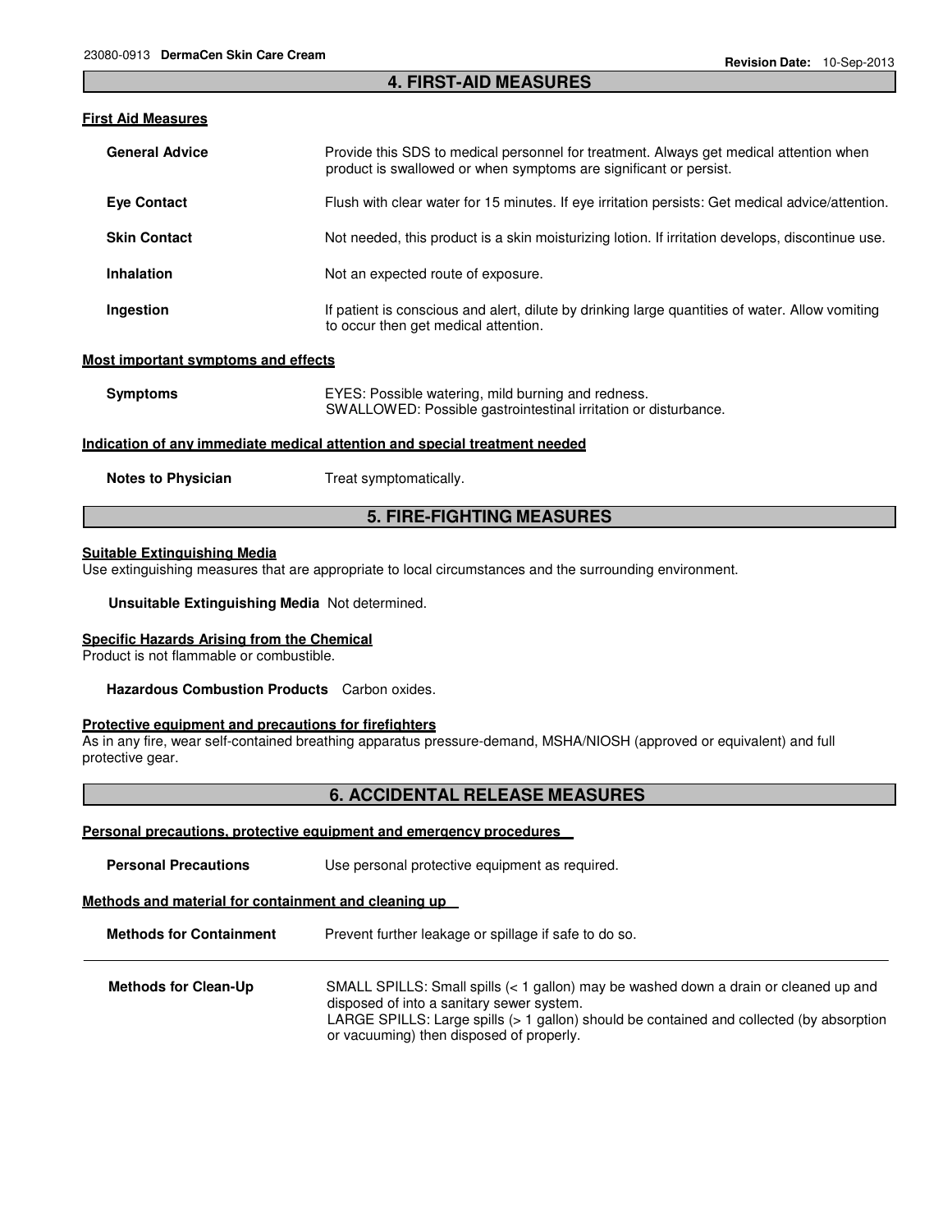## 4. FIRST-AID MEASURES

### First Aid Measures

| | |
|---|---|
| **General Advice** | Provide this SDS to medical personnel for treatment. Always get medical attention when product is swallowed or when symptoms are significant or persist. |
| **Eye Contact** | Flush with clear water for 15 minutes. If eye irritation persists: Get medical advice/attention. |
| **Skin Contact** | Not needed, this product is a skin moisturizing lotion. If irritation develops, discontinue use. |
| **Inhalation** | Not an expected route of exposure. |
| **Ingestion** | If patient is conscious and alert, dilute by drinking large quantities of water. Allow vomiting to occur then get medical attention. |

### Most important symptoms and effects

| | |
|---|---|
| **Symptoms** | EYES: Possible watering, mild burning and redness.<br>SWALLOWED: Possible gastrointestinal irritation or disturbance. |

### Indication of any immediate medical attention and special treatment needed

| | |
|---|---|
| **Notes to Physician** | Treat symptomatically. |

## 5. FIRE-FIGHTING MEASURES

### Suitable Extinguishing Media

Use extinguishing measures that are appropriate to local circumstances and the surrounding environment.

**Unsuitable Extinguishing Media** Not determined.

### Specific Hazards Arising from the Chemical

Product is not flammable or combustible.

**Hazardous Combustion Products** Carbon oxides.

### Protective equipment and precautions for firefighters

As in any fire, wear self-contained breathing apparatus pressure-demand, MSHA/NIOSH (approved or equivalent) and full protective gear.

## 6. ACCIDENTAL RELEASE MEASURES

### Personal precautions, protective equipment and emergency procedures

| | |
|---|---|
| **Personal Precautions** | Use personal protective equipment as required. |

### Methods and material for containment and cleaning up

| | |
|---|---|
| **Methods for Containment** | Prevent further leakage or spillage if safe to do so. |
| **Methods for Clean-Up** | SMALL SPILLS: Small spills (< 1 gallon) may be washed down a drain or cleaned up and disposed of into a sanitary sewer system.<br>LARGE SPILLS: Large spills (> 1 gallon) should be contained and collected (by absorption or vacuuming) then disposed of properly. |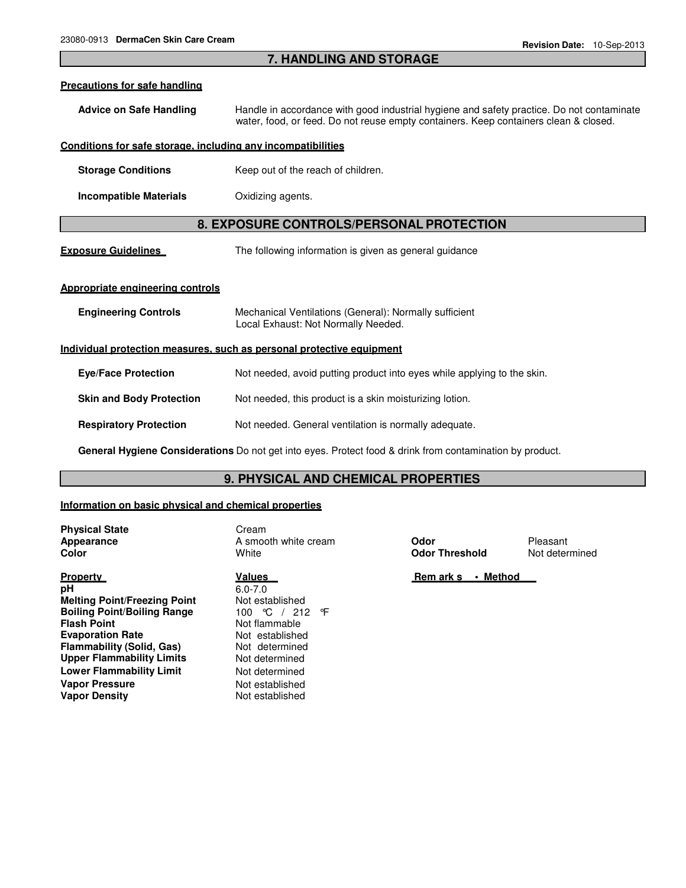## 7. HANDLING AND STORAGE

**Precautions for safe handling**

**Advice on Safe Handling** Handle in accordance with good industrial hygiene and safety practice. Do not contaminate water, food, or feed. Do not reuse empty containers. Keep containers clean & closed.

**Conditions for safe storage, including any incompatibilities**

**Storage Conditions** Keep out of the reach of children.

**Incompatible Materials** Oxidizing agents.

## 8. EXPOSURE CONTROLS/PERSONAL PROTECTION

**Exposure Guidelines** The following information is given as general guidance

**Appropriate engineering controls**

**Engineering Controls** Mechanical Ventilations (General): Normally sufficient
Local Exhaust: Not Normally Needed.

**Individual protection measures, such as personal protective equipment**

**Eye/Face Protection** Not needed, avoid putting product into eyes while applying to the skin.

**Skin and Body Protection** Not needed, this product is a skin moisturizing lotion.

**Respiratory Protection** Not needed. General ventilation is normally adequate.

**General Hygiene Considerations** Do not get into eyes. Protect food & drink from contamination by product.

## 9. PHYSICAL AND CHEMICAL PROPERTIES

**Information on basic physical and chemical properties**

**Physical State** Cream
**Appearance** A smooth white cream
**Color** White
**Odor** Pleasant
**Odor Threshold** Not determined

| Property | Values | Remarks • Method |
|---|---|---|
| pH | 6.0-7.0 | |
| Melting Point/Freezing Point | Not established | |
| Boiling Point/Boiling Range | 100 °C / 212 °F | |
| Flash Point | Not flammable | |
| Evaporation Rate | Not established | |
| Flammability (Solid, Gas) | Not determined | |
| Upper Flammability Limits | Not determined | |
| Lower Flammability Limit | Not determined | |
| Vapor Pressure | Not established | |
| Vapor Density | Not established | |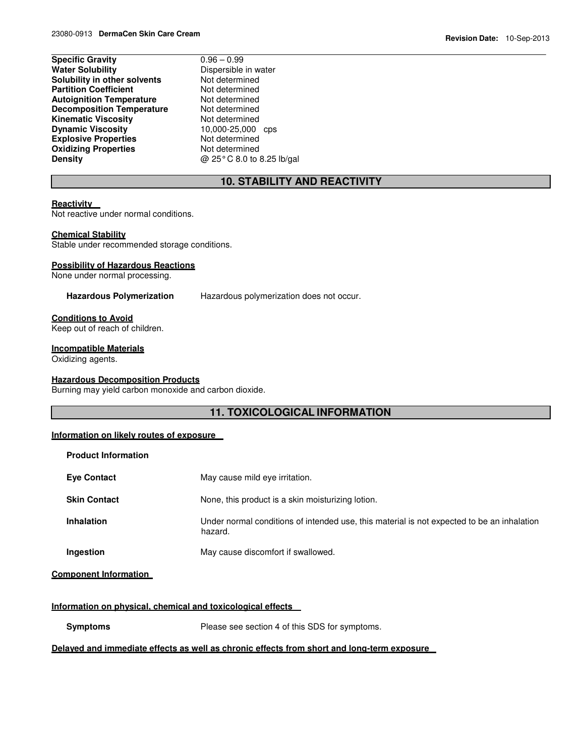| | |
|---|---|
| **Specific Gravity** | 0.96 – 0.99 |
| **Water Solubility** | Dispersible in water |
| **Solubility in other solvents** | Not determined |
| **Partition Coefficient** | Not determined |
| **Autoignition Temperature** | Not determined |
| **Decomposition Temperature** | Not determined |
| **Kinematic Viscosity** | Not determined |
| **Dynamic Viscosity** | 10,000-25,000 cps |
| **Explosive Properties** | Not determined |
| **Oxidizing Properties** | Not determined |
| **Density** | @ 25° C 8.0 to 8.25 lb/gal |

## 10. STABILITY AND REACTIVITY

**Reactivity**

Not reactive under normal conditions.

**Chemical Stability**

Stable under recommended storage conditions.

**Possibility of Hazardous Reactions**

None under normal processing.

**Hazardous Polymerization** Hazardous polymerization does not occur.

**Conditions to Avoid**

Keep out of reach of children.

**Incompatible Materials**

Oxidizing agents.

**Hazardous Decomposition Products**

Burning may yield carbon monoxide and carbon dioxide.

## 11. TOXICOLOGICAL INFORMATION

**Information on likely routes of exposure**

**Product Information**

| | |
|---|---|
| **Eye Contact** | May cause mild eye irritation. |
| **Skin Contact** | None, this product is a skin moisturizing lotion. |
| **Inhalation** | Under normal conditions of intended use, this material is not expected to be an inhalation hazard. |
| **Ingestion** | May cause discomfort if swallowed. |

**Component Information**

**Information on physical, chemical and toxicological effects**

**Symptoms** Please see section 4 of this SDS for symptoms.

**Delayed and immediate effects as well as chronic effects from short and long-term exposure**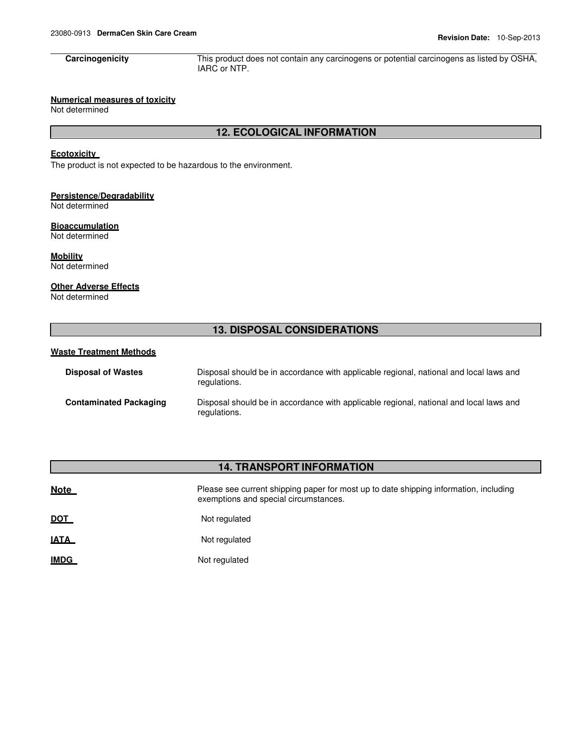| | |
|---|---|
| **Carcinogenicity** | This product does not contain any carcinogens or potential carcinogens as listed by OSHA, IARC or NTP. |

**Numerical measures of toxicity**
Not determined

## 12. ECOLOGICAL INFORMATION

**Ecotoxicity**
The product is not expected to be hazardous to the environment.

**Persistence/Degradability**
Not determined

**Bioaccumulation**
Not determined

**Mobility**
Not determined

**Other Adverse Effects**
Not determined

## 13. DISPOSAL CONSIDERATIONS

**Waste Treatment Methods**

| | |
|---|---|
| **Disposal of Wastes** | Disposal should be in accordance with applicable regional, national and local laws and regulations. |
| **Contaminated Packaging** | Disposal should be in accordance with applicable regional, national and local laws and regulations. |

## 14. TRANSPORT INFORMATION

| | |
|---|---|
| **Note** | Please see current shipping paper for most up to date shipping information, including exemptions and special circumstances. |
| **DOT** | Not regulated |
| **IATA** | Not regulated |
| **IMDG** | Not regulated |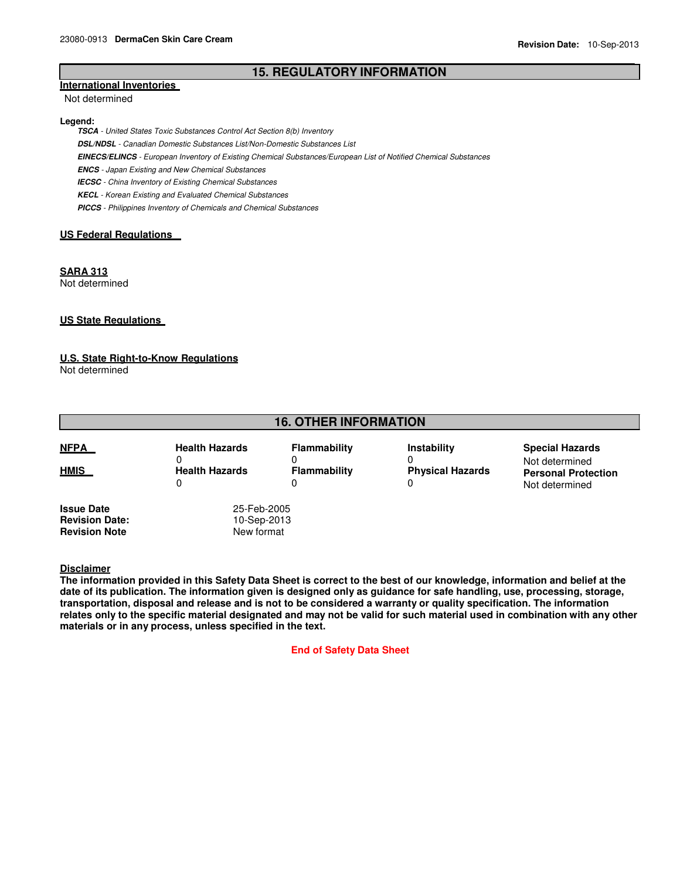## 15. REGULATORY INFORMATION

**International Inventories**

Not determined

**Legend:**

***TSCA*** *- United States Toxic Substances Control Act Section 8(b) Inventory*

***DSL/NDSL*** *- Canadian Domestic Substances List/Non-Domestic Substances List*

***EINECS/ELINCS*** *- European Inventory of Existing Chemical Substances/European List of Notified Chemical Substances*

***ENCS*** *- Japan Existing and New Chemical Substances*

***IECSC*** *- China Inventory of Existing Chemical Substances*

***KECL*** *- Korean Existing and Evaluated Chemical Substances*

***PICCS*** *- Philippines Inventory of Chemicals and Chemical Substances*

**US Federal Regulations**

**SARA 313**

Not determined

**US State Regulations**

**U.S. State Right-to-Know Regulations**

Not determined

## 16. OTHER INFORMATION

| | | | | |
|---|---|---|---|---|
| **NFPA** | **Health Hazards** 0 | **Flammability** 0 | **Instability** 0 | **Special Hazards** Not determined |
| **HMIS** | **Health Hazards** 0 | **Flammability** 0 | **Physical Hazards** 0 | **Personal Protection** Not determined |

| | |
|---|---|
| **Issue Date** | 25-Feb-2005 |
| **Revision Date:** | 10-Sep-2013 |
| **Revision Note** | New format |

**Disclaimer**

**The information provided in this Safety Data Sheet is correct to the best of our knowledge, information and belief at the date of its publication. The information given is designed only as guidance for safe handling, use, processing, storage, transportation, disposal and release and is not to be considered a warranty or quality specification. The information relates only to the specific material designated and may not be valid for such material used in combination with any other materials or in any process, unless specified in the text.**

**End of Safety Data Sheet**